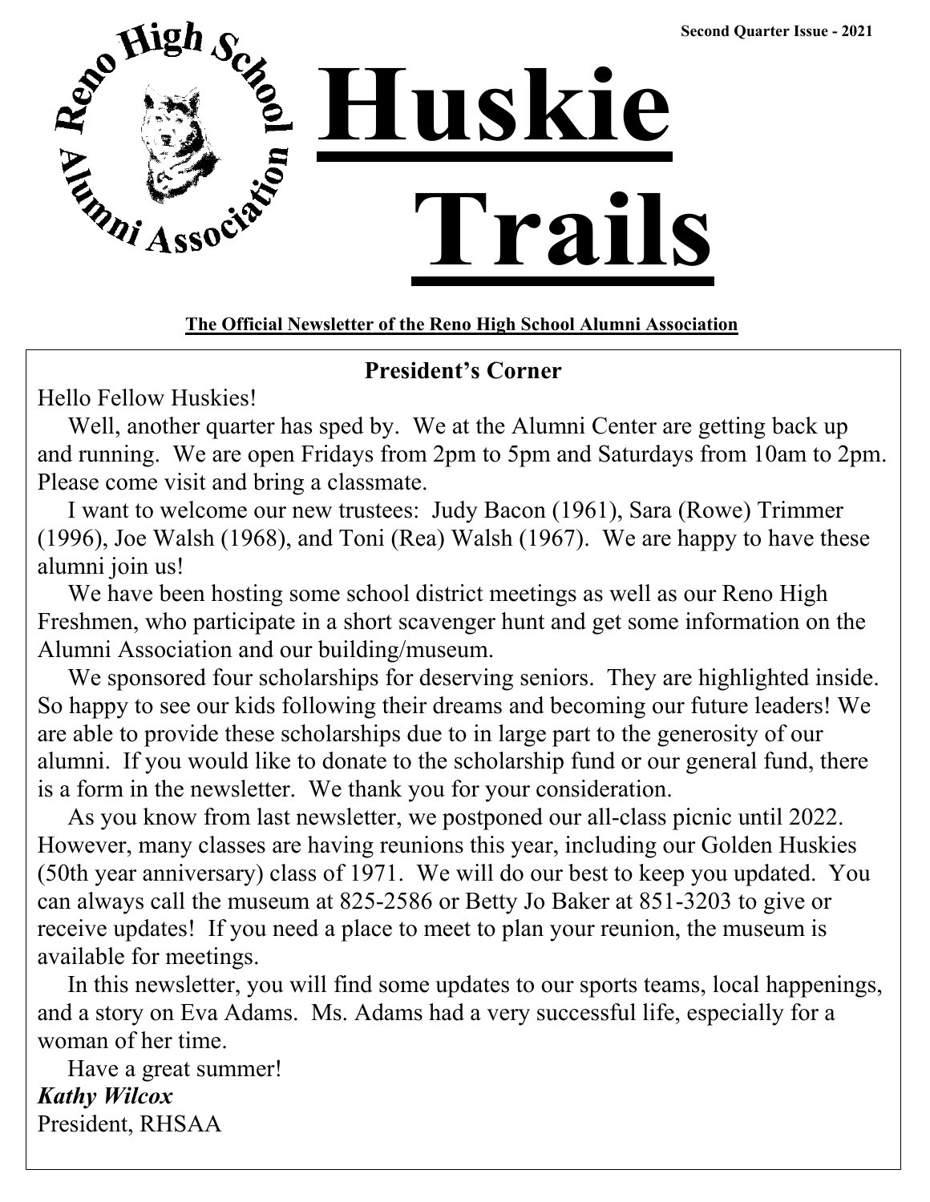Second Quarter Issue - 2021

Reno High School Alumni Association

# Huskie Trails

**The Official Newsletter of the Reno High School Alumni Association**

## President's Corner

Hello Fellow Huskies!

Well, another quarter has sped by. We at the Alumni Center are getting back up and running. We are open Fridays from 2pm to 5pm and Saturdays from 10am to 2pm. Please come visit and bring a classmate.

I want to welcome our new trustees: Judy Bacon (1961), Sara (Rowe) Trimmer (1996), Joe Walsh (1968), and Toni (Rea) Walsh (1967). We are happy to have these alumni join us!

We have been hosting some school district meetings as well as our Reno High Freshmen, who participate in a short scavenger hunt and get some information on the Alumni Association and our building/museum.

We sponsored four scholarships for deserving seniors. They are highlighted inside. So happy to see our kids following their dreams and becoming our future leaders! We are able to provide these scholarships due to in large part to the generosity of our alumni. If you would like to donate to the scholarship fund or our general fund, there is a form in the newsletter. We thank you for your consideration.

As you know from last newsletter, we postponed our all-class picnic until 2022. However, many classes are having reunions this year, including our Golden Huskies (50th year anniversary) class of 1971. We will do our best to keep you updated. You can always call the museum at 825-2586 or Betty Jo Baker at 851-3203 to give or receive updates! If you need a place to meet to plan your reunion, the museum is available for meetings.

In this newsletter, you will find some updates to our sports teams, local happenings, and a story on Eva Adams. Ms. Adams had a very successful life, especially for a woman of her time.

Have a great summer!

***Kathy Wilcox***
President, RHSAA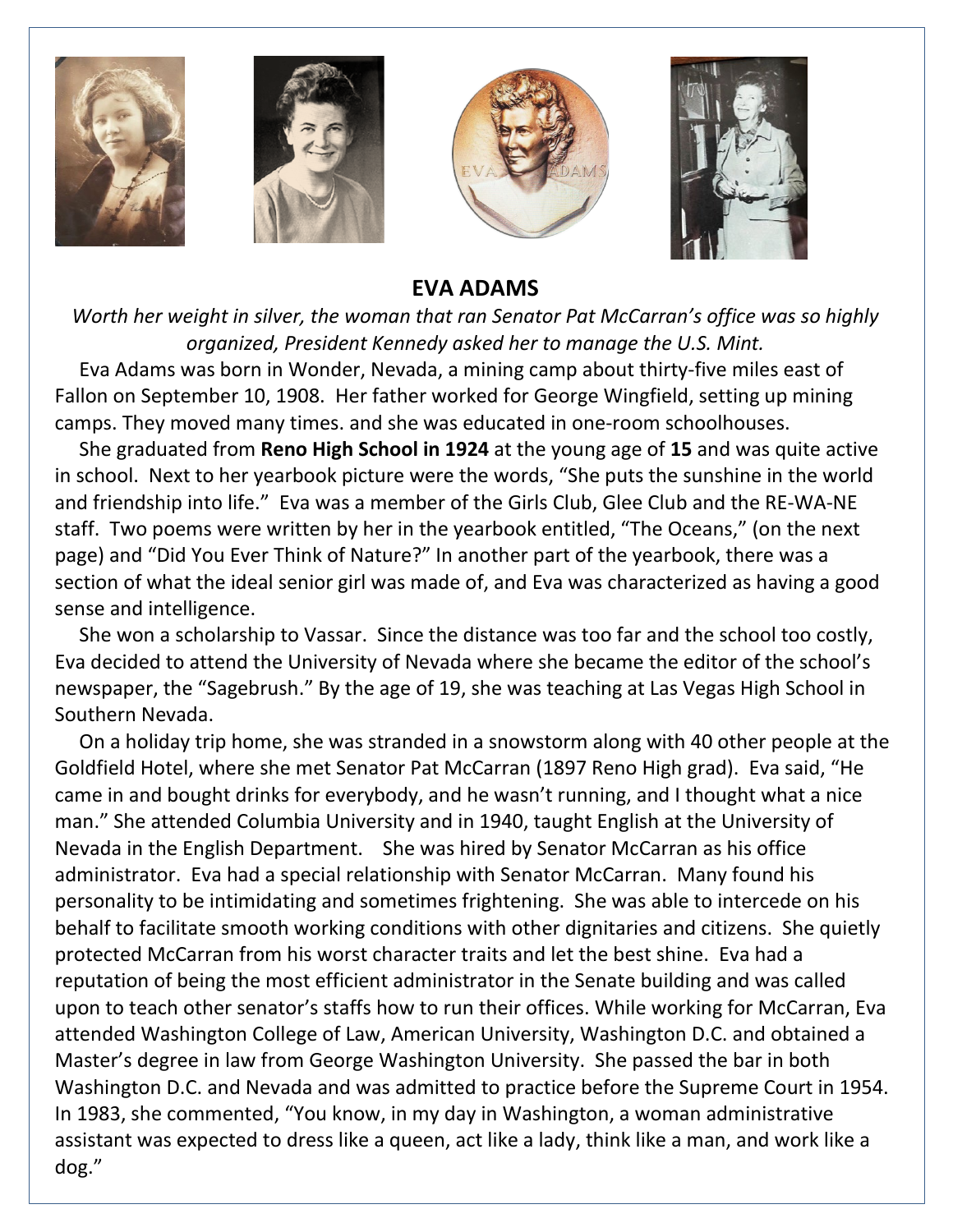## EVA ADAMS

*Worth her weight in silver, the woman that ran Senator Pat McCarran's office was so highly organized, President Kennedy asked her to manage the U.S. Mint.*

Eva Adams was born in Wonder, Nevada, a mining camp about thirty-five miles east of Fallon on September 10, 1908. Her father worked for George Wingfield, setting up mining camps. They moved many times. and she was educated in one-room schoolhouses.

She graduated from **Reno High School in 1924** at the young age of **15** and was quite active in school. Next to her yearbook picture were the words, "She puts the sunshine in the world and friendship into life." Eva was a member of the Girls Club, Glee Club and the RE-WA-NE staff. Two poems were written by her in the yearbook entitled, "The Oceans," (on the next page) and "Did You Ever Think of Nature?" In another part of the yearbook, there was a section of what the ideal senior girl was made of, and Eva was characterized as having a good sense and intelligence.

She won a scholarship to Vassar. Since the distance was too far and the school too costly, Eva decided to attend the University of Nevada where she became the editor of the school's newspaper, the "Sagebrush." By the age of 19, she was teaching at Las Vegas High School in Southern Nevada.

On a holiday trip home, she was stranded in a snowstorm along with 40 other people at the Goldfield Hotel, where she met Senator Pat McCarran (1897 Reno High grad). Eva said, "He came in and bought drinks for everybody, and he wasn't running, and I thought what a nice man." She attended Columbia University and in 1940, taught English at the University of Nevada in the English Department. She was hired by Senator McCarran as his office administrator. Eva had a special relationship with Senator McCarran. Many found his personality to be intimidating and sometimes frightening. She was able to intercede on his behalf to facilitate smooth working conditions with other dignitaries and citizens. She quietly protected McCarran from his worst character traits and let the best shine. Eva had a reputation of being the most efficient administrator in the Senate building and was called upon to teach other senator's staffs how to run their offices. While working for McCarran, Eva attended Washington College of Law, American University, Washington D.C. and obtained a Master's degree in law from George Washington University. She passed the bar in both Washington D.C. and Nevada and was admitted to practice before the Supreme Court in 1954. In 1983, she commented, "You know, in my day in Washington, a woman administrative assistant was expected to dress like a queen, act like a lady, think like a man, and work like a dog."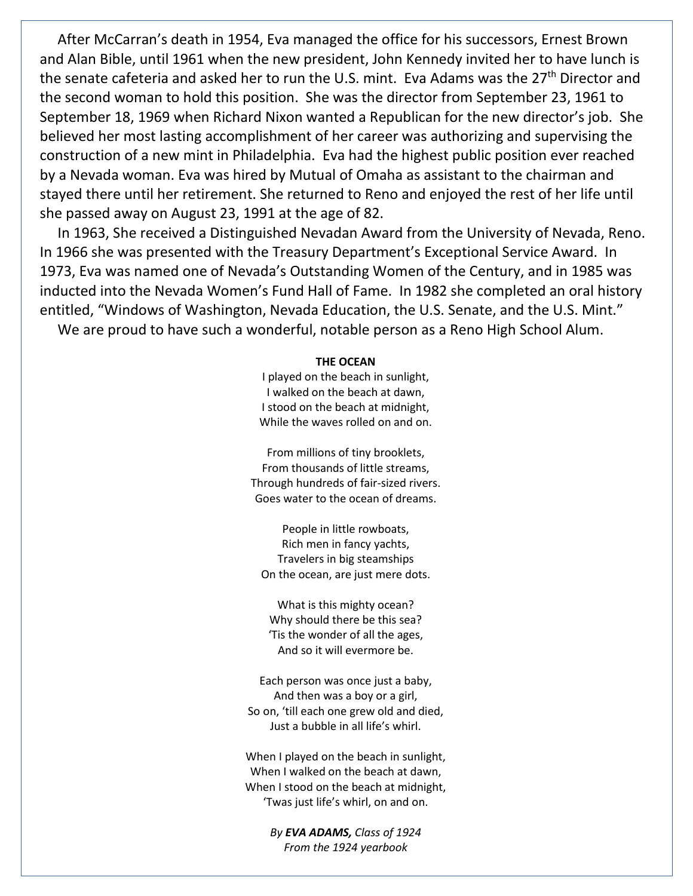After McCarran's death in 1954, Eva managed the office for his successors, Ernest Brown and Alan Bible, until 1961 when the new president, John Kennedy invited her to have lunch is the senate cafeteria and asked her to run the U.S. mint. Eva Adams was the 27th Director and the second woman to hold this position. She was the director from September 23, 1961 to September 18, 1969 when Richard Nixon wanted a Republican for the new director's job. She believed her most lasting accomplishment of her career was authorizing and supervising the construction of a new mint in Philadelphia. Eva had the highest public position ever reached by a Nevada woman. Eva was hired by Mutual of Omaha as assistant to the chairman and stayed there until her retirement. She returned to Reno and enjoyed the rest of her life until she passed away on August 23, 1991 at the age of 82.

In 1963, She received a Distinguished Nevadan Award from the University of Nevada, Reno. In 1966 she was presented with the Treasury Department's Exceptional Service Award. In 1973, Eva was named one of Nevada's Outstanding Women of the Century, and in 1985 was inducted into the Nevada Women's Fund Hall of Fame. In 1982 she completed an oral history entitled, "Windows of Washington, Nevada Education, the U.S. Senate, and the U.S. Mint."

We are proud to have such a wonderful, notable person as a Reno High School Alum.

**THE OCEAN**

I played on the beach in sunlight,
I walked on the beach at dawn,
I stood on the beach at midnight,
While the waves rolled on and on.

From millions of tiny brooklets,
From thousands of little streams,
Through hundreds of fair-sized rivers.
Goes water to the ocean of dreams.

People in little rowboats,
Rich men in fancy yachts,
Travelers in big steamships
On the ocean, are just mere dots.

What is this mighty ocean?
Why should there be this sea?
'Tis the wonder of all the ages,
And so it will evermore be.

Each person was once just a baby,
And then was a boy or a girl,
So on, 'till each one grew old and died,
Just a bubble in all life's whirl.

When I played on the beach in sunlight,
When I walked on the beach at dawn,
When I stood on the beach at midnight,
'Twas just life's whirl, on and on.

*By **EVA ADAMS,** Class of 1924*
*From the 1924 yearbook*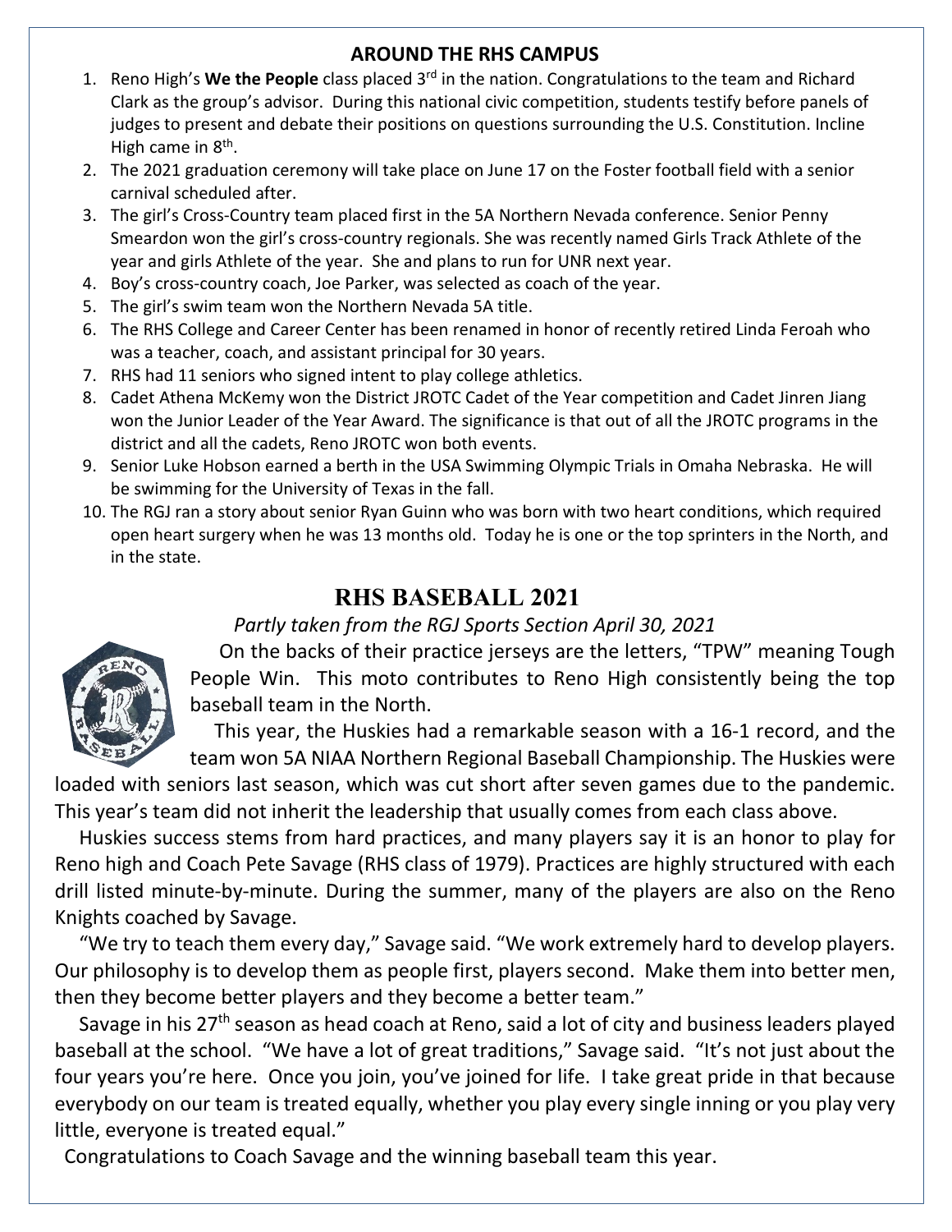## AROUND THE RHS CAMPUS

1. Reno High's **We the People** class placed 3rd in the nation. Congratulations to the team and Richard Clark as the group's advisor. During this national civic competition, students testify before panels of judges to present and debate their positions on questions surrounding the U.S. Constitution. Incline High came in 8th.
2. The 2021 graduation ceremony will take place on June 17 on the Foster football field with a senior carnival scheduled after.
3. The girl's Cross-Country team placed first in the 5A Northern Nevada conference. Senior Penny Smeardon won the girl's cross-country regionals. She was recently named Girls Track Athlete of the year and girls Athlete of the year. She and plans to run for UNR next year.
4. Boy's cross-country coach, Joe Parker, was selected as coach of the year.
5. The girl's swim team won the Northern Nevada 5A title.
6. The RHS College and Career Center has been renamed in honor of recently retired Linda Feroah who was a teacher, coach, and assistant principal for 30 years.
7. RHS had 11 seniors who signed intent to play college athletics.
8. Cadet Athena McKemy won the District JROTC Cadet of the Year competition and Cadet Jinren Jiang won the Junior Leader of the Year Award. The significance is that out of all the JROTC programs in the district and all the cadets, Reno JROTC won both events.
9. Senior Luke Hobson earned a berth in the USA Swimming Olympic Trials in Omaha Nebraska. He will be swimming for the University of Texas in the fall.
10. The RGJ ran a story about senior Ryan Guinn who was born with two heart conditions, which required open heart surgery when he was 13 months old. Today he is one or the top sprinters in the North, and in the state.

# RHS BASEBALL 2021

*Partly taken from the RGJ Sports Section April 30, 2021*

On the backs of their practice jerseys are the letters, "TPW" meaning Tough People Win. This moto contributes to Reno High consistently being the top baseball team in the North.

This year, the Huskies had a remarkable season with a 16-1 record, and the team won 5A NIAA Northern Regional Baseball Championship. The Huskies were loaded with seniors last season, which was cut short after seven games due to the pandemic. This year's team did not inherit the leadership that usually comes from each class above.

Huskies success stems from hard practices, and many players say it is an honor to play for Reno high and Coach Pete Savage (RHS class of 1979). Practices are highly structured with each drill listed minute-by-minute. During the summer, many of the players are also on the Reno Knights coached by Savage.

"We try to teach them every day," Savage said. "We work extremely hard to develop players. Our philosophy is to develop them as people first, players second. Make them into better men, then they become better players and they become a better team."

Savage in his 27th season as head coach at Reno, said a lot of city and business leaders played baseball at the school. "We have a lot of great traditions," Savage said. "It's not just about the four years you're here. Once you join, you've joined for life. I take great pride in that because everybody on our team is treated equally, whether you play every single inning or you play very little, everyone is treated equal."

Congratulations to Coach Savage and the winning baseball team this year.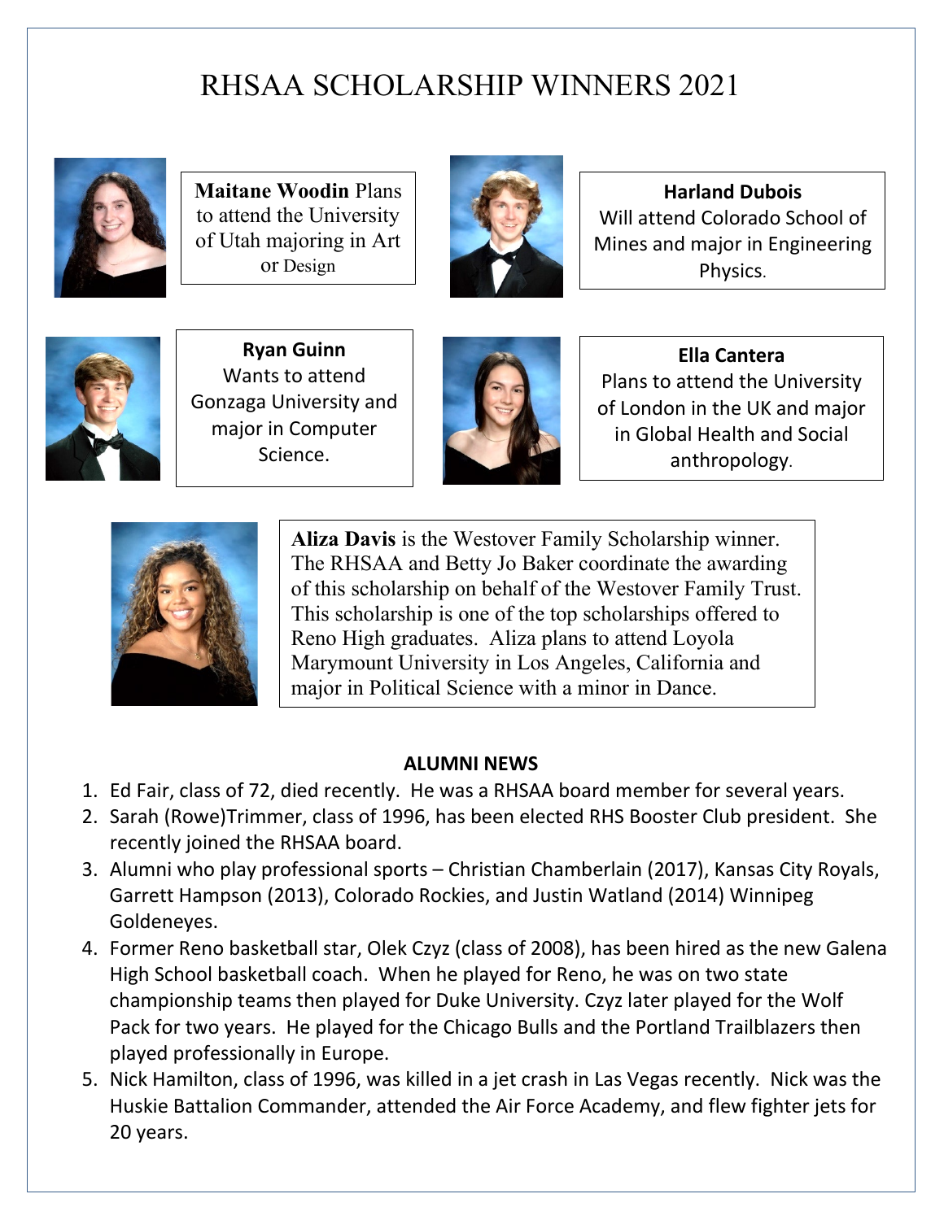# RHSAA SCHOLARSHIP WINNERS 2021

**Maitane Woodin** Plans to attend the University of Utah majoring in Art or Design

**Harland Dubois**
Will attend Colorado School of Mines and major in Engineering Physics.

**Ryan Guinn**
Wants to attend Gonzaga University and major in Computer Science.

**Ella Cantera**
Plans to attend the University of London in the UK and major in Global Health and Social anthropology.

**Aliza Davis** is the Westover Family Scholarship winner. The RHSAA and Betty Jo Baker coordinate the awarding of this scholarship on behalf of the Westover Family Trust. This scholarship is one of the top scholarships offered to Reno High graduates. Aliza plans to attend Loyola Marymount University in Los Angeles, California and major in Political Science with a minor in Dance.

## ALUMNI NEWS

1. Ed Fair, class of 72, died recently. He was a RHSAA board member for several years.
2. Sarah (Rowe)Trimmer, class of 1996, has been elected RHS Booster Club president. She recently joined the RHSAA board.
3. Alumni who play professional sports – Christian Chamberlain (2017), Kansas City Royals, Garrett Hampson (2013), Colorado Rockies, and Justin Watland (2014) Winnipeg Goldeneyes.
4. Former Reno basketball star, Olek Czyz (class of 2008), has been hired as the new Galena High School basketball coach. When he played for Reno, he was on two state championship teams then played for Duke University. Czyz later played for the Wolf Pack for two years. He played for the Chicago Bulls and the Portland Trailblazers then played professionally in Europe.
5. Nick Hamilton, class of 1996, was killed in a jet crash in Las Vegas recently. Nick was the Huskie Battalion Commander, attended the Air Force Academy, and flew fighter jets for 20 years.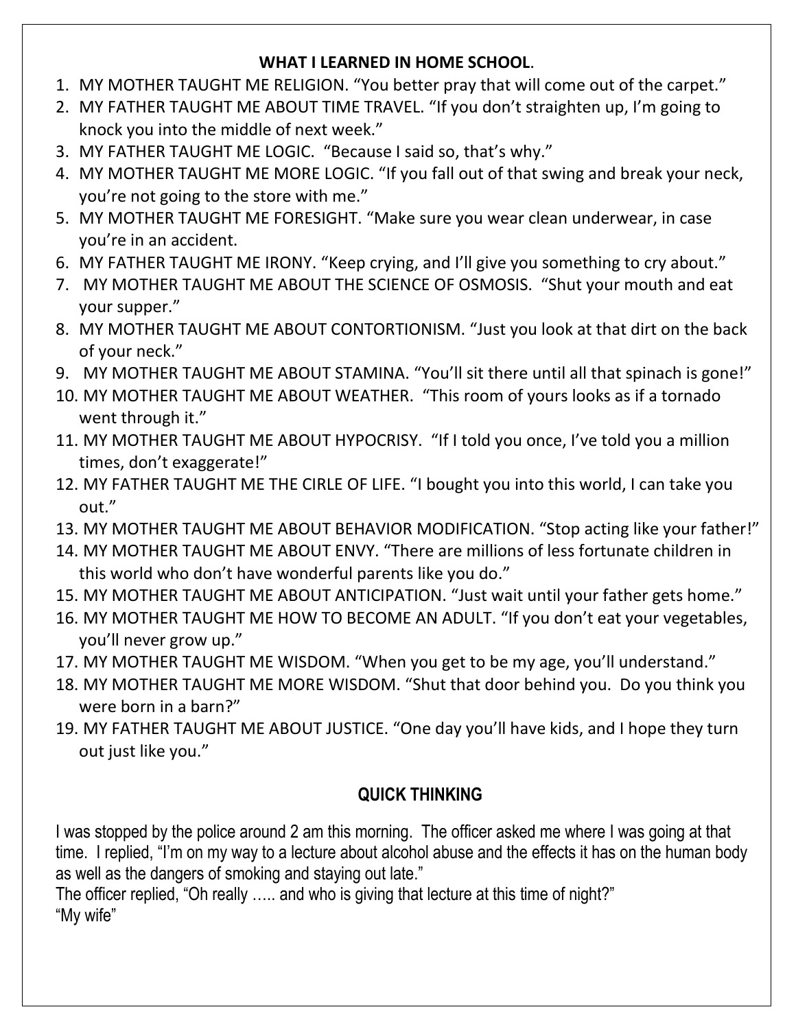## WHAT I LEARNED IN HOME SCHOOL.

1. MY MOTHER TAUGHT ME RELIGION. "You better pray that will come out of the carpet."
2. MY FATHER TAUGHT ME ABOUT TIME TRAVEL. "If you don't straighten up, I'm going to knock you into the middle of next week."
3. MY FATHER TAUGHT ME LOGIC. "Because I said so, that's why."
4. MY MOTHER TAUGHT ME MORE LOGIC. "If you fall out of that swing and break your neck, you're not going to the store with me."
5. MY MOTHER TAUGHT ME FORESIGHT. "Make sure you wear clean underwear, in case you're in an accident.
6. MY FATHER TAUGHT ME IRONY. "Keep crying, and I'll give you something to cry about."
7. MY MOTHER TAUGHT ME ABOUT THE SCIENCE OF OSMOSIS. "Shut your mouth and eat your supper."
8. MY MOTHER TAUGHT ME ABOUT CONTORTIONISM. "Just you look at that dirt on the back of your neck."
9. MY MOTHER TAUGHT ME ABOUT STAMINA. "You'll sit there until all that spinach is gone!"
10. MY MOTHER TAUGHT ME ABOUT WEATHER. "This room of yours looks as if a tornado went through it."
11. MY MOTHER TAUGHT ME ABOUT HYPOCRISY. "If I told you once, I've told you a million times, don't exaggerate!"
12. MY FATHER TAUGHT ME THE CIRLE OF LIFE. "I bought you into this world, I can take you out."
13. MY MOTHER TAUGHT ME ABOUT BEHAVIOR MODIFICATION. "Stop acting like your father!"
14. MY MOTHER TAUGHT ME ABOUT ENVY. "There are millions of less fortunate children in this world who don't have wonderful parents like you do."
15. MY MOTHER TAUGHT ME ABOUT ANTICIPATION. "Just wait until your father gets home."
16. MY MOTHER TAUGHT ME HOW TO BECOME AN ADULT. "If you don't eat your vegetables, you'll never grow up."
17. MY MOTHER TAUGHT ME WISDOM. "When you get to be my age, you'll understand."
18. MY MOTHER TAUGHT ME MORE WISDOM. "Shut that door behind you. Do you think you were born in a barn?"
19. MY FATHER TAUGHT ME ABOUT JUSTICE. "One day you'll have kids, and I hope they turn out just like you."

## QUICK THINKING

I was stopped by the police around 2 am this morning. The officer asked me where I was going at that time. I replied, "I'm on my way to a lecture about alcohol abuse and the effects it has on the human body as well as the dangers of smoking and staying out late."
The officer replied, "Oh really ….. and who is giving that lecture at this time of night?"
"My wife"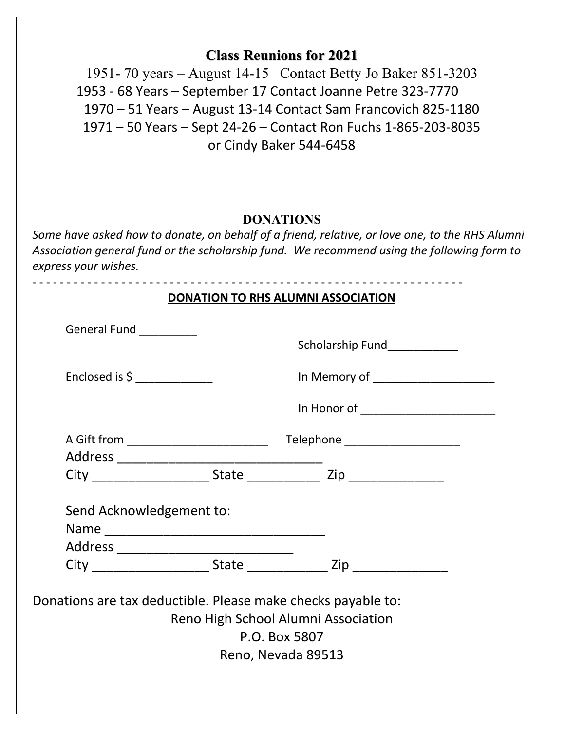## Class Reunions for 2021

1951- 70 years – August 14-15 Contact Betty Jo Baker 851-3203
1953 - 68 Years – September 17 Contact Joanne Petre 323-7770
1970 – 51 Years – August 13-14 Contact Sam Francovich 825-1180
1971 – 50 Years – Sept 24-26 – Contact Ron Fuchs 1-865-203-8035
or Cindy Baker 544-6458

## DONATIONS

*Some have asked how to donate, on behalf of a friend, relative, or love one, to the RHS Alumni Association general fund or the scholarship fund. We recommend using the following form to express your wishes.*

- - - - - - - - - - - - - - - - - - - - - - - - - - - - - - - - - - - - - - - - - - - - - - - - - - - - - - - - - - - - - - -

**DONATION TO RHS ALUMNI ASSOCIATION**

General Fund _________

Scholarship Fund___________

Enclosed is $ ____________

In Memory of ___________________

In Honor of _____________________

A Gift from ______________________ Telephone _________________

Address _____________________________

City ________________ State __________ Zip _____________

Send Acknowledgement to:

Name ______________________________

Address _________________________

City ________________ State ___________ Zip _____________

Donations are tax deductible. Please make checks payable to:

Reno High School Alumni Association
P.O. Box 5807
Reno, Nevada 89513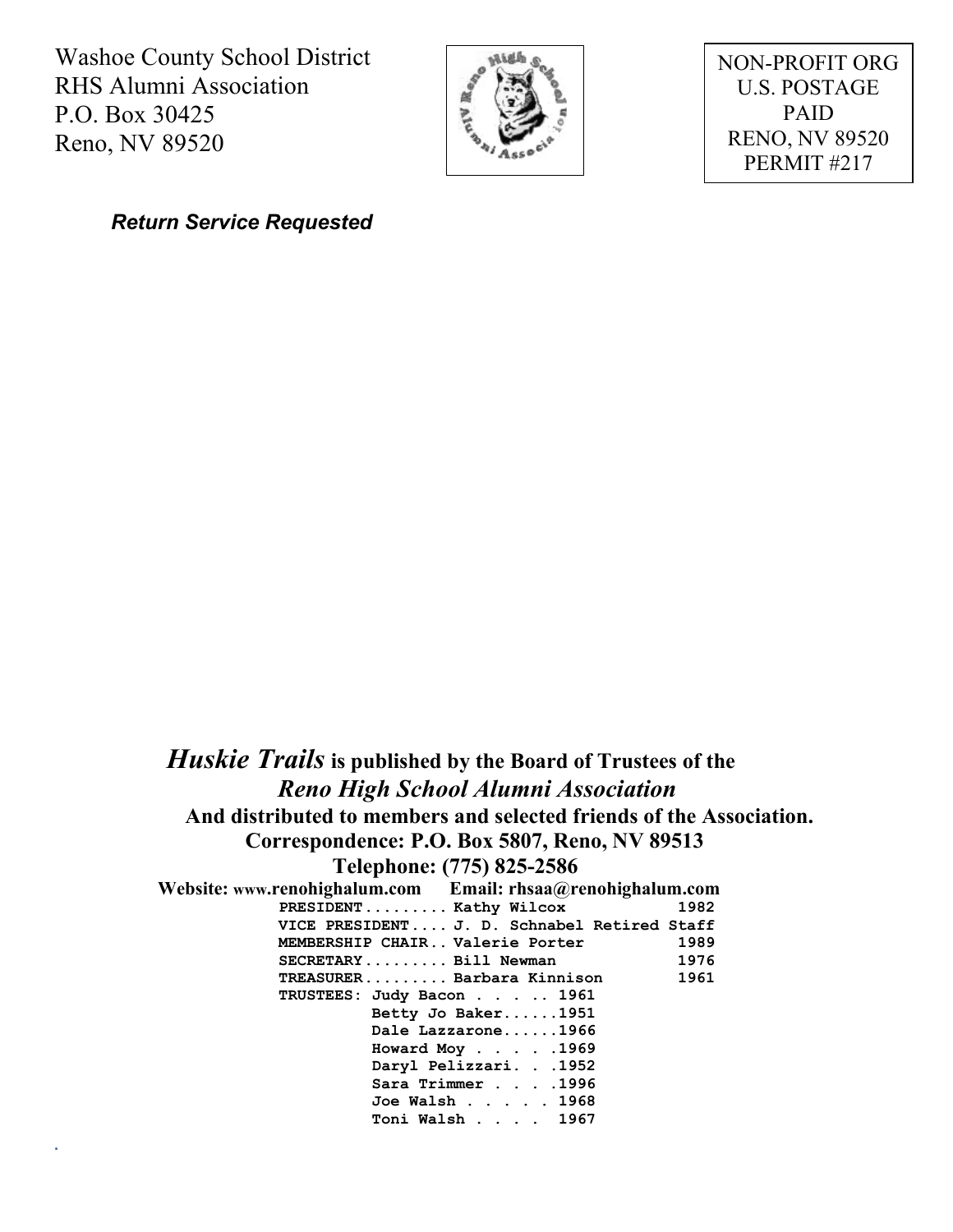Washoe County School District
RHS Alumni Association
P.O. Box 30425
Reno, NV 89520

NON-PROFIT ORG
U.S. POSTAGE
PAID
RENO, NV 89520
PERMIT #217

***Return Service Requested***

***Huskie Trails*** **is published by the Board of Trustees of the**
***Reno High School Alumni Association***
**And distributed to members and selected friends of the Association.**
**Correspondence: P.O. Box 5807, Reno, NV 89513**
**Telephone: (775) 825-2586**
**Website: www.renohighalum.com Email: rhsaa@renohighalum.com**

| | | |
|---|---|---|
| PRESIDENT | Kathy Wilcox | 1982 |
| VICE PRESIDENT | J. D. Schnabel | Retired Staff |
| MEMBERSHIP CHAIR | Valerie Porter | 1989 |
| SECRETARY | Bill Newman | 1976 |
| TREASURER | Barbara Kinnison | 1961 |
| TRUSTEES: | Judy Bacon | 1961 |
| | Betty Jo Baker | 1951 |
| | Dale Lazzarone | 1966 |
| | Howard Moy | 1969 |
| | Daryl Pelizzari | 1952 |
| | Sara Trimmer | 1996 |
| | Joe Walsh | 1968 |
| | Toni Walsh | 1967 |